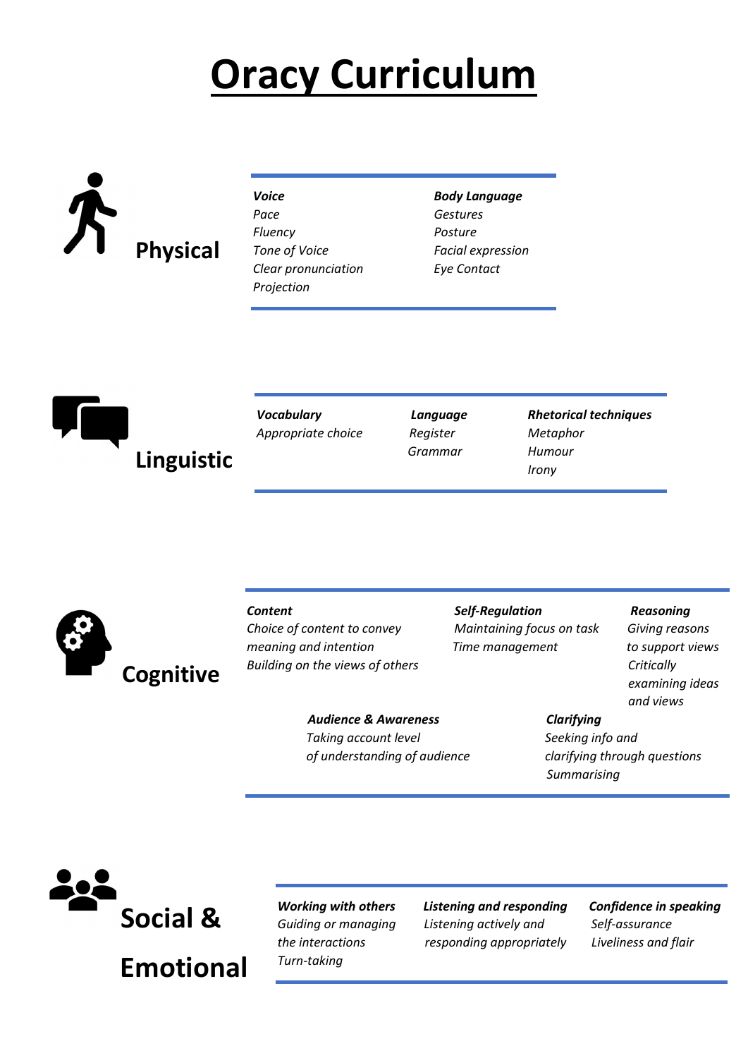# Oracy Curriculum

## Physical

***Voice***
*Pace*
*Fluency*
*Tone of Voice*
*Clear pronunciation*
*Projection*

***Body Language***
*Gestures*
*Posture*
*Facial expression*
*Eye Contact*

## Linguistic

***Vocabulary***
*Appropriate choice*

***Language***
*Register*
*Grammar*

***Rhetorical techniques***
*Metaphor*
*Humour*
*Irony*

## Cognitive

***Content***
*Choice of content to convey meaning and intention*
*Building on the views of others*

***Self-Regulation***
*Maintaining focus on task*
*Time management*

***Reasoning***
*Giving reasons to support views*
*Critically examining ideas and views*

***Audience & Awareness***
*Taking account level of understanding of audience*

***Clarifying***
*Seeking info and clarifying through questions*
*Summarising*

## Social & Emotional

***Working with others***
*Guiding or managing the interactions*
*Turn-taking*

***Listening and responding***
*Listening actively and responding appropriately*

***Confidence in speaking***
*Self-assurance*
*Liveliness and flair*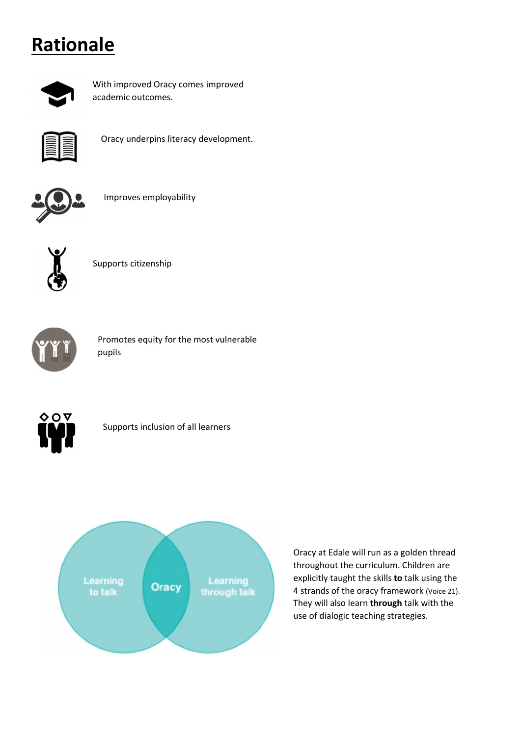# Rationale

With improved Oracy comes improved academic outcomes.

Oracy underpins literacy development.

Improves employability

Supports citizenship

Promotes equity for the most vulnerable pupils

Supports inclusion of all learners

Learning to talk

Oracy

Learning through talk

Oracy at Edale will run as a golden thread throughout the curriculum. Children are explicitly taught the skills **to** talk using the 4 strands of the oracy framework (Voice 21). They will also learn **through** talk with the use of dialogic teaching strategies.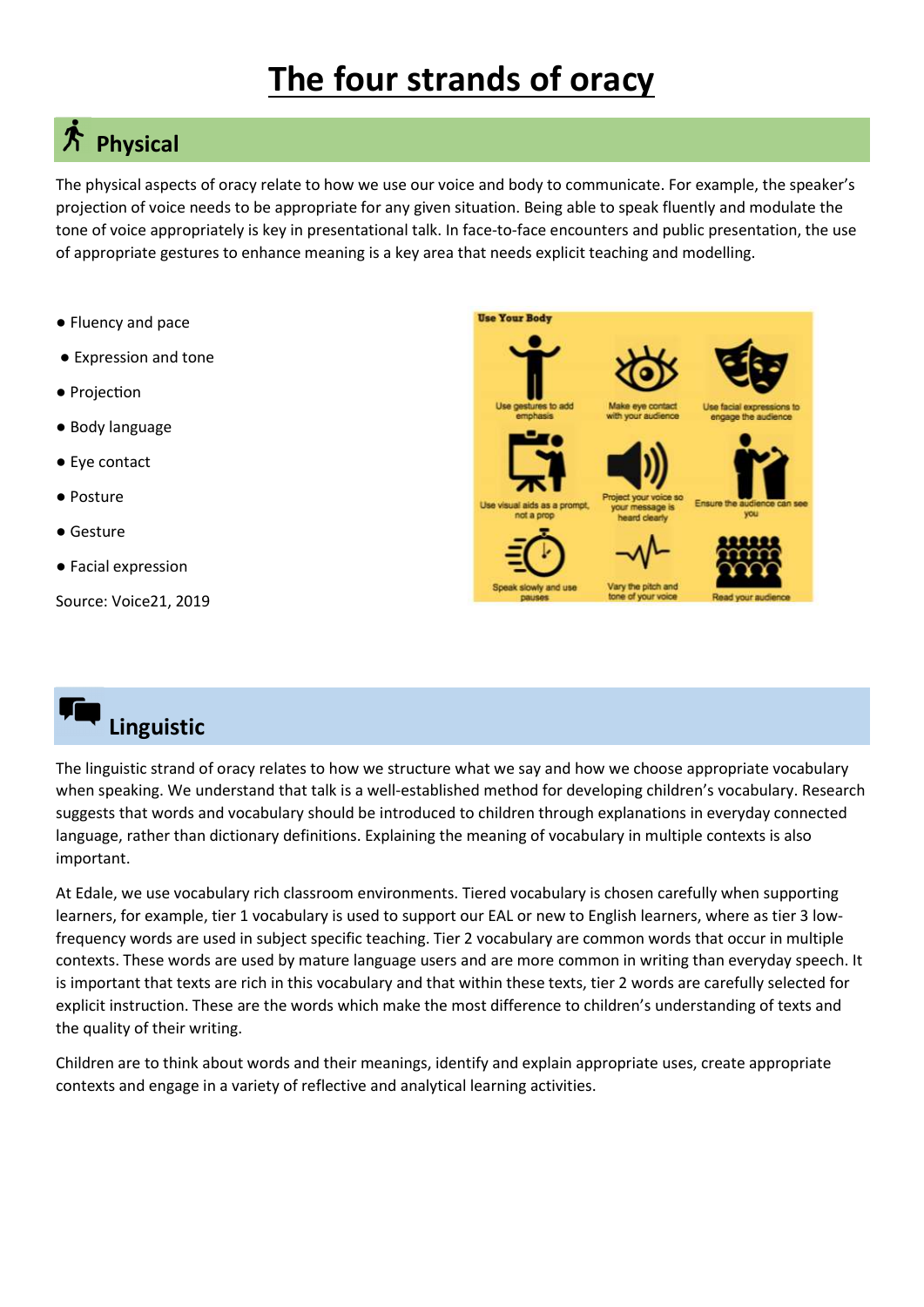# The four strands of oracy

## Physical

The physical aspects of oracy relate to how we use our voice and body to communicate. For example, the speaker's projection of voice needs to be appropriate for any given situation. Being able to speak fluently and modulate the tone of voice appropriately is key in presentational talk. In face-to-face encounters and public presentation, the use of appropriate gestures to enhance meaning is a key area that needs explicit teaching and modelling.

- Fluency and pace
- Expression and tone
- Projection
- Body language
- Eye contact
- Posture
- Gesture
- Facial expression

Source: Voice21, 2019

## Linguistic

The linguistic strand of oracy relates to how we structure what we say and how we choose appropriate vocabulary when speaking. We understand that talk is a well-established method for developing children's vocabulary. Research suggests that words and vocabulary should be introduced to children through explanations in everyday connected language, rather than dictionary definitions. Explaining the meaning of vocabulary in multiple contexts is also important.

At Edale, we use vocabulary rich classroom environments. Tiered vocabulary is chosen carefully when supporting learners, for example, tier 1 vocabulary is used to support our EAL or new to English learners, where as tier 3 low-frequency words are used in subject specific teaching. Tier 2 vocabulary are common words that occur in multiple contexts. These words are used by mature language users and are more common in writing than everyday speech. It is important that texts are rich in this vocabulary and that within these texts, tier 2 words are carefully selected for explicit instruction. These are the words which make the most difference to children's understanding of texts and the quality of their writing.

Children are to think about words and their meanings, identify and explain appropriate uses, create appropriate contexts and engage in a variety of reflective and analytical learning activities.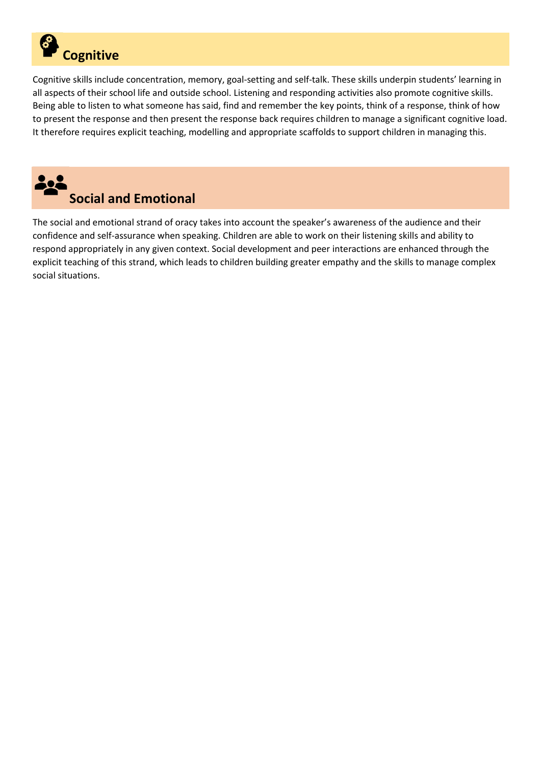## Cognitive

Cognitive skills include concentration, memory, goal-setting and self-talk. These skills underpin students' learning in all aspects of their school life and outside school. Listening and responding activities also promote cognitive skills. Being able to listen to what someone has said, find and remember the key points, think of a response, think of how to present the response and then present the response back requires children to manage a significant cognitive load. It therefore requires explicit teaching, modelling and appropriate scaffolds to support children in managing this.

## Social and Emotional

The social and emotional strand of oracy takes into account the speaker's awareness of the audience and their confidence and self-assurance when speaking. Children are able to work on their listening skills and ability to respond appropriately in any given context. Social development and peer interactions are enhanced through the explicit teaching of this strand, which leads to children building greater empathy and the skills to manage complex social situations.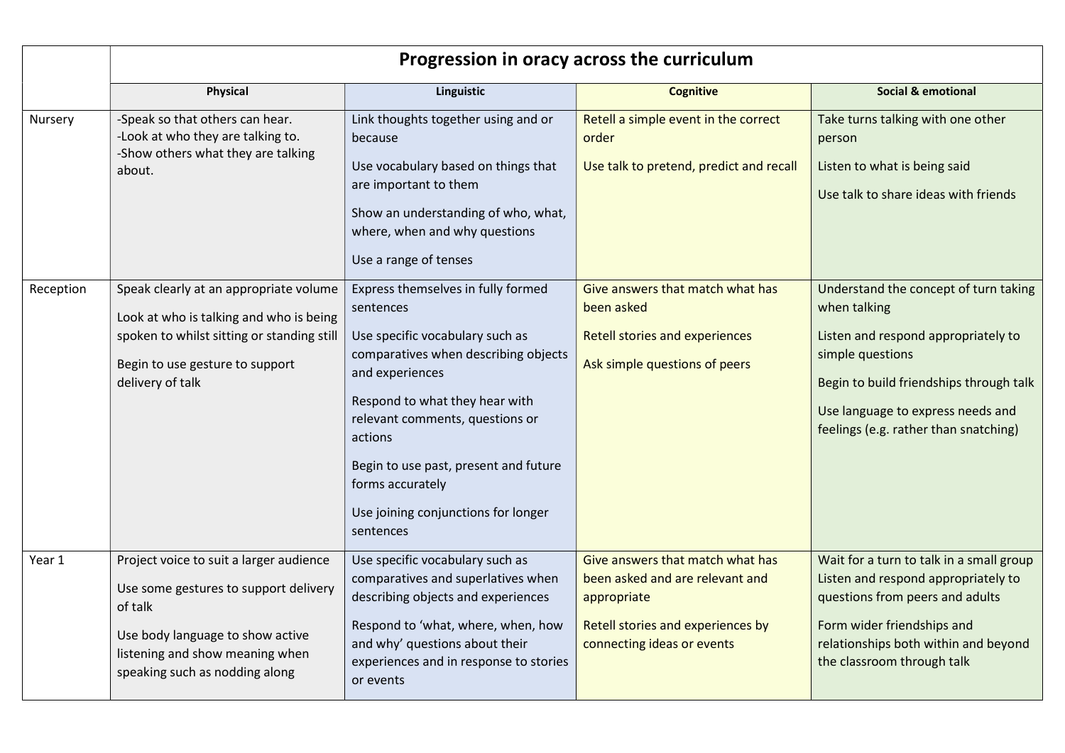| | Progression in oracy across the curriculum | | | |
|---|---|---|---|---|
| | **Physical** | **Linguistic** | **Cognitive** | **Social & emotional** |
| Nursery | -Speak so that others can hear.<br>-Look at who they are talking to.<br>-Show others what they are talking about. | Link thoughts together using and or because<br><br>Use vocabulary based on things that are important to them<br><br>Show an understanding of who, what, where, when and why questions<br><br>Use a range of tenses | Retell a simple event in the correct order<br><br>Use talk to pretend, predict and recall | Take turns talking with one other person<br><br>Listen to what is being said<br><br>Use talk to share ideas with friends |
| Reception | Speak clearly at an appropriate volume<br><br>Look at who is talking and who is being spoken to whilst sitting or standing still<br><br>Begin to use gesture to support delivery of talk | Express themselves in fully formed sentences<br><br>Use specific vocabulary such as comparatives when describing objects and experiences<br><br>Respond to what they hear with relevant comments, questions or actions<br><br>Begin to use past, present and future forms accurately<br><br>Use joining conjunctions for longer sentences | Give answers that match what has been asked<br><br>Retell stories and experiences<br><br>Ask simple questions of peers | Understand the concept of turn taking when talking<br><br>Listen and respond appropriately to simple questions<br><br>Begin to build friendships through talk<br><br>Use language to express needs and feelings (e.g. rather than snatching) |
| Year 1 | Project voice to suit a larger audience<br><br>Use some gestures to support delivery of talk<br><br>Use body language to show active listening and show meaning when speaking such as nodding along | Use specific vocabulary such as comparatives and superlatives when describing objects and experiences<br><br>Respond to 'what, where, when, how and why' questions about their experiences and in response to stories or events | Give answers that match what has been asked and are relevant and appropriate<br><br>Retell stories and experiences by connecting ideas or events | Wait for a turn to talk in a small group<br>Listen and respond appropriately to questions from peers and adults<br><br>Form wider friendships and relationships both within and beyond the classroom through talk |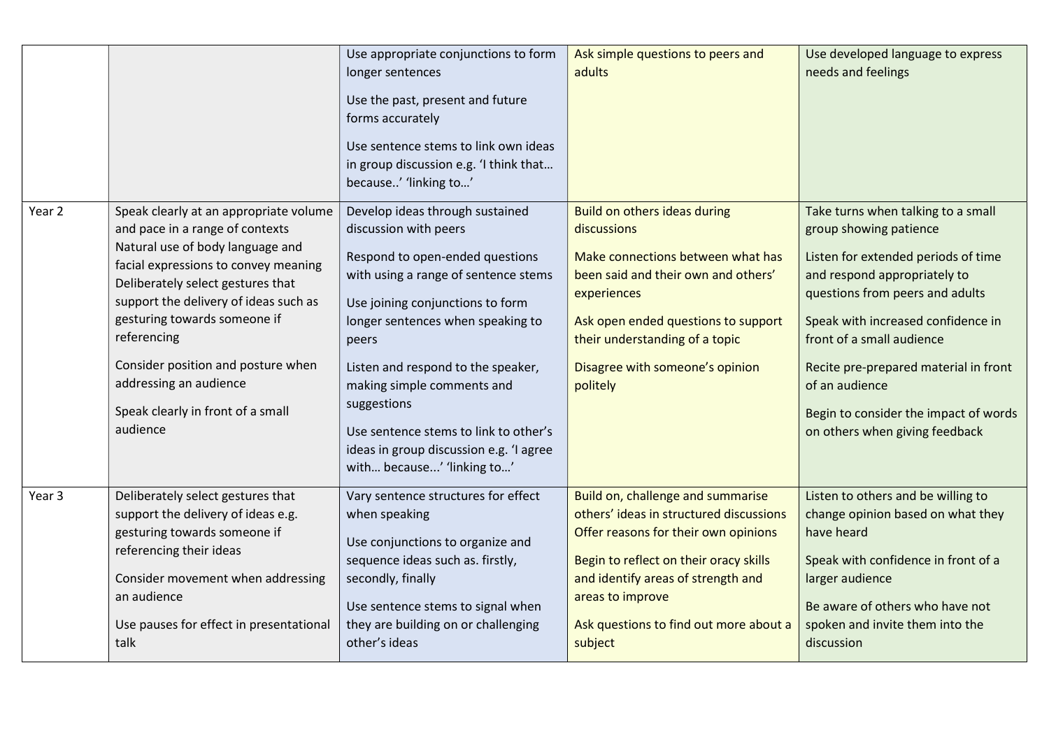| | | | | |
|---|---|---|---|---|
| | | Use appropriate conjunctions to form longer sentences<br><br>Use the past, present and future forms accurately<br><br>Use sentence stems to link own ideas in group discussion e.g. 'I think that… because..' 'linking to…' | Ask simple questions to peers and adults | Use developed language to express needs and feelings |
| Year 2 | Speak clearly at an appropriate volume and pace in a range of contexts<br>Natural use of body language and facial expressions to convey meaning<br>Deliberately select gestures that support the delivery of ideas such as gesturing towards someone if referencing<br><br>Consider position and posture when addressing an audience<br><br>Speak clearly in front of a small audience | Develop ideas through sustained discussion with peers<br><br>Respond to open-ended questions with using a range of sentence stems<br><br>Use joining conjunctions to form longer sentences when speaking to peers<br><br>Listen and respond to the speaker, making simple comments and suggestions<br><br>Use sentence stems to link to other's ideas in group discussion e.g. 'I agree with… because...' 'linking to…' | Build on others ideas during discussions<br><br>Make connections between what has been said and their own and others' experiences<br><br>Ask open ended questions to support their understanding of a topic<br><br>Disagree with someone's opinion politely | Take turns when talking to a small group showing patience<br><br>Listen for extended periods of time and respond appropriately to questions from peers and adults<br><br>Speak with increased confidence in front of a small audience<br><br>Recite pre-prepared material in front of an audience<br><br>Begin to consider the impact of words on others when giving feedback |
| Year 3 | Deliberately select gestures that support the delivery of ideas e.g. gesturing towards someone if referencing their ideas<br><br>Consider movement when addressing an audience<br><br>Use pauses for effect in presentational talk | Vary sentence structures for effect when speaking<br><br>Use conjunctions to organize and sequence ideas such as. firstly, secondly, finally<br><br>Use sentence stems to signal when they are building on or challenging other's ideas | Build on, challenge and summarise others' ideas in structured discussions<br>Offer reasons for their own opinions<br><br>Begin to reflect on their oracy skills and identify areas of strength and areas to improve<br><br>Ask questions to find out more about a subject | Listen to others and be willing to change opinion based on what they have heard<br><br>Speak with confidence in front of a larger audience<br><br>Be aware of others who have not spoken and invite them into the discussion |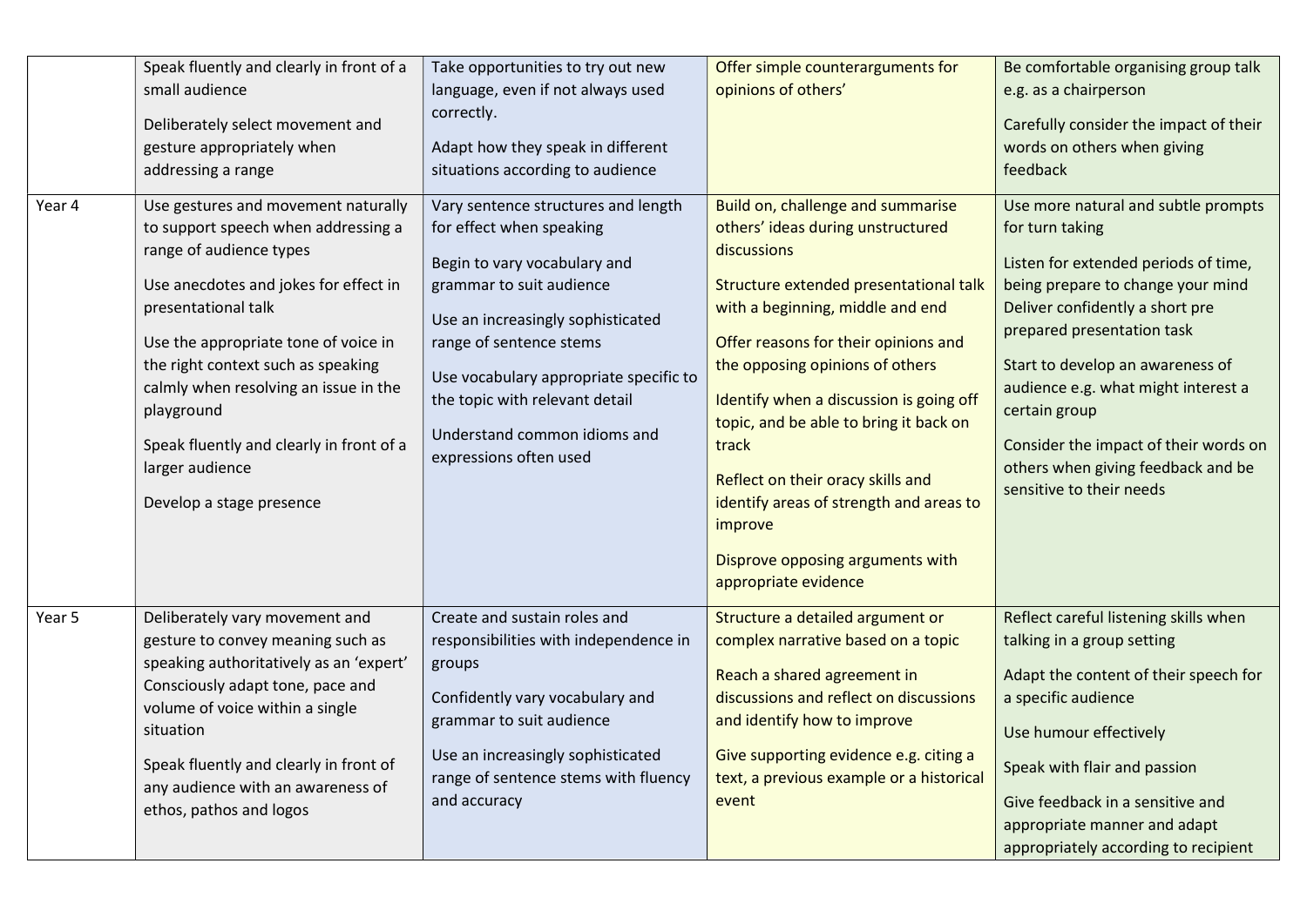| | | | | |
|---|---|---|---|---|
| | Speak fluently and clearly in front of a small audience<br><br>Deliberately select movement and gesture appropriately when addressing a range | Take opportunities to try out new language, even if not always used correctly.<br><br>Adapt how they speak in different situations according to audience | Offer simple counterarguments for opinions of others' | Be comfortable organising group talk e.g. as a chairperson<br><br>Carefully consider the impact of their words on others when giving feedback |
| Year 4 | Use gestures and movement naturally to support speech when addressing a range of audience types<br><br>Use anecdotes and jokes for effect in presentational talk<br><br>Use the appropriate tone of voice in the right context such as speaking calmly when resolving an issue in the playground<br><br>Speak fluently and clearly in front of a larger audience<br><br>Develop a stage presence | Vary sentence structures and length for effect when speaking<br><br>Begin to vary vocabulary and grammar to suit audience<br><br>Use an increasingly sophisticated range of sentence stems<br><br>Use vocabulary appropriate specific to the topic with relevant detail<br><br>Understand common idioms and expressions often used | Build on, challenge and summarise others' ideas during unstructured discussions<br><br>Structure extended presentational talk with a beginning, middle and end<br><br>Offer reasons for their opinions and the opposing opinions of others<br><br>Identify when a discussion is going off topic, and be able to bring it back on track<br><br>Reflect on their oracy skills and identify areas of strength and areas to improve<br><br>Disprove opposing arguments with appropriate evidence | Use more natural and subtle prompts for turn taking<br><br>Listen for extended periods of time, being prepare to change your mind Deliver confidently a short pre prepared presentation task<br><br>Start to develop an awareness of audience e.g. what might interest a certain group<br><br>Consider the impact of their words on others when giving feedback and be sensitive to their needs |
| Year 5 | Deliberately vary movement and gesture to convey meaning such as speaking authoritatively as an 'expert' Consciously adapt tone, pace and volume of voice within a single situation<br><br>Speak fluently and clearly in front of any audience with an awareness of ethos, pathos and logos | Create and sustain roles and responsibilities with independence in groups<br><br>Confidently vary vocabulary and grammar to suit audience<br><br>Use an increasingly sophisticated range of sentence stems with fluency and accuracy | Structure a detailed argument or complex narrative based on a topic<br><br>Reach a shared agreement in discussions and reflect on discussions and identify how to improve<br><br>Give supporting evidence e.g. citing a text, a previous example or a historical event | Reflect careful listening skills when talking in a group setting<br><br>Adapt the content of their speech for a specific audience<br><br>Use humour effectively<br><br>Speak with flair and passion<br><br>Give feedback in a sensitive and appropriate manner and adapt appropriately according to recipient |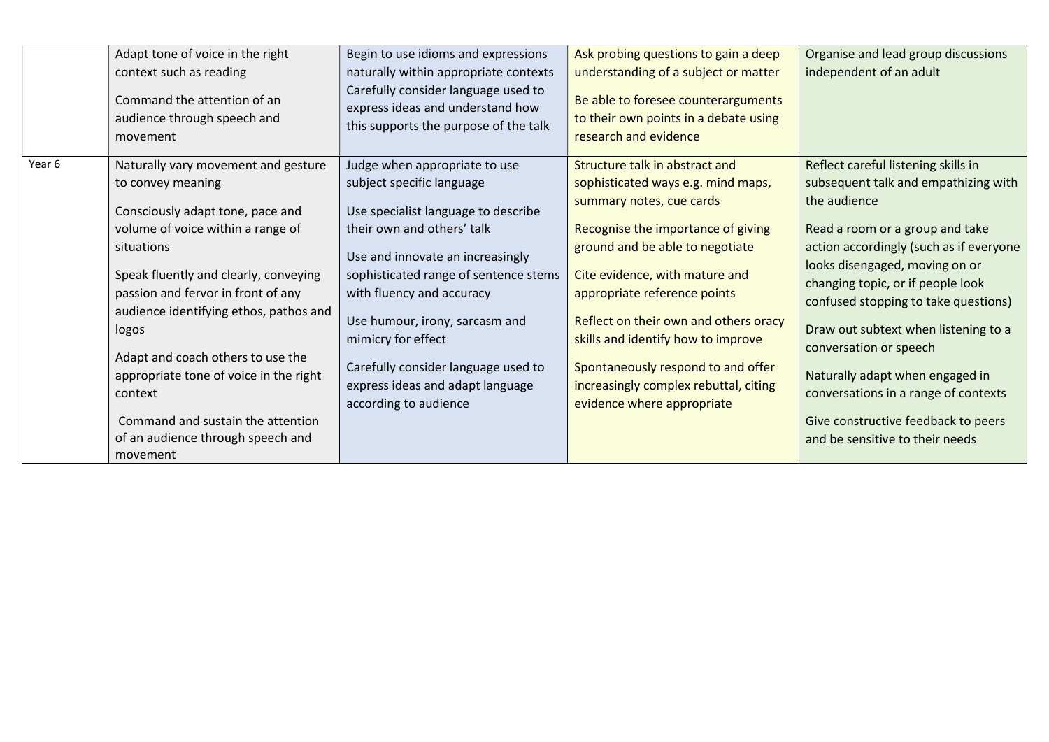| | | | | |
|---|---|---|---|---|
| | Adapt tone of voice in the right context such as reading<br><br>Command the attention of an audience through speech and movement | Begin to use idioms and expressions naturally within appropriate contexts Carefully consider language used to express ideas and understand how this supports the purpose of the talk | Ask probing questions to gain a deep understanding of a subject or matter<br><br>Be able to foresee counterarguments to their own points in a debate using research and evidence | Organise and lead group discussions independent of an adult |
| Year 6 | Naturally vary movement and gesture to convey meaning<br><br>Consciously adapt tone, pace and volume of voice within a range of situations<br><br>Speak fluently and clearly, conveying passion and fervor in front of any audience identifying ethos, pathos and logos<br><br>Adapt and coach others to use the appropriate tone of voice in the right context<br><br>Command and sustain the attention of an audience through speech and movement | Judge when appropriate to use subject specific language<br><br>Use specialist language to describe their own and others' talk<br><br>Use and innovate an increasingly sophisticated range of sentence stems with fluency and accuracy<br><br>Use humour, irony, sarcasm and mimicry for effect<br><br>Carefully consider language used to express ideas and adapt language according to audience | Structure talk in abstract and sophisticated ways e.g. mind maps, summary notes, cue cards<br><br>Recognise the importance of giving ground and be able to negotiate<br><br>Cite evidence, with mature and appropriate reference points<br><br>Reflect on their own and others oracy skills and identify how to improve<br><br>Spontaneously respond to and offer increasingly complex rebuttal, citing evidence where appropriate | Reflect careful listening skills in subsequent talk and empathizing with the audience<br><br>Read a room or a group and take action accordingly (such as if everyone looks disengaged, moving on or changing topic, or if people look confused stopping to take questions)<br><br>Draw out subtext when listening to a conversation or speech<br><br>Naturally adapt when engaged in conversations in a range of contexts<br><br>Give constructive feedback to peers and be sensitive to their needs |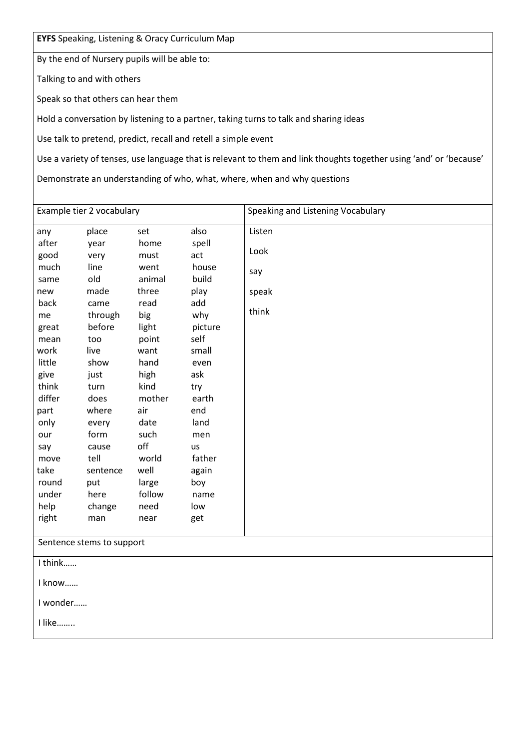**EYFS** Speaking, Listening & Oracy Curriculum Map

By the end of Nursery pupils will be able to:

Talking to and with others

Speak so that others can hear them

Hold a conversation by listening to a partner, taking turns to talk and sharing ideas

Use talk to pretend, predict, recall and retell a simple event

Use a variety of tenses, use language that is relevant to them and link thoughts together using 'and' or 'because'

Demonstrate an understanding of who, what, where, when and why questions

| Example tier 2 vocabulary | | | | Speaking and Listening Vocabulary |
|---|---|---|---|---|
| any | place | set | also | Listen |
| after | year | home | spell | Look |
| good | very | must | act | say |
| much | line | went | house | speak |
| same | old | animal | build | think |
| new | made | three | play | |
| back | came | read | add | |
| me | through | big | why | |
| great | before | light | picture | |
| mean | too | point | self | |
| work | live | want | small | |
| little | show | hand | even | |
| give | just | high | ask | |
| think | turn | kind | try | |
| differ | does | mother | earth | |
| part | where | air | end | |
| only | every | date | land | |
| our | form | such | men | |
| say | cause | off | us | |
| move | tell | world | father | |
| take | sentence | well | again | |
| round | put | large | boy | |
| under | here | follow | name | |
| help | change | need | low | |
| right | man | near | get | |

Sentence stems to support

I think……

I know……

I wonder……

I like……..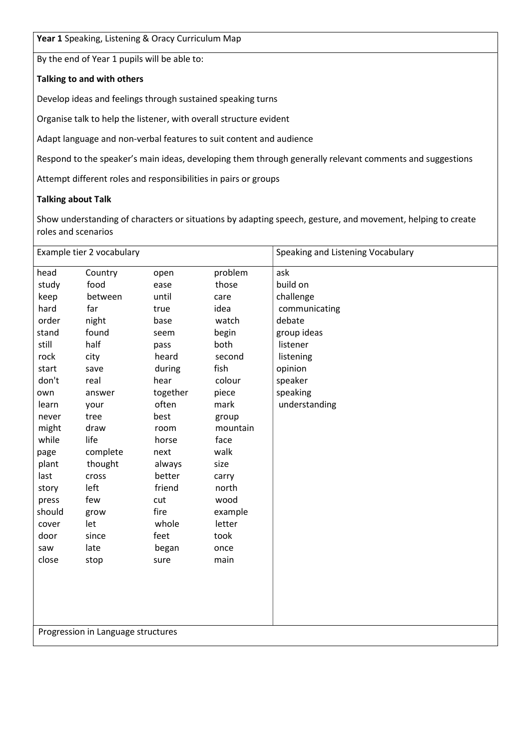**Year 1** Speaking, Listening & Oracy Curriculum Map

By the end of Year 1 pupils will be able to:

**Talking to and with others**

Develop ideas and feelings through sustained speaking turns

Organise talk to help the listener, with overall structure evident

Adapt language and non-verbal features to suit content and audience

Respond to the speaker's main ideas, developing them through generally relevant comments and suggestions

Attempt different roles and responsibilities in pairs or groups

**Talking about Talk**

Show understanding of characters or situations by adapting speech, gesture, and movement, helping to create roles and scenarios

| Example tier 2 vocabulary | | | | Speaking and Listening Vocabulary |
|---|---|---|---|---|
| head | Country | open | problem | ask |
| study | food | ease | those | build on |
| keep | between | until | care | challenge |
| hard | far | true | idea | communicating |
| order | night | base | watch | debate |
| stand | found | seem | begin | group ideas |
| still | half | pass | both | listener |
| rock | city | heard | second | listening |
| start | save | during | fish | opinion |
| don't | real | hear | colour | speaker |
| own | answer | together | piece | speaking |
| learn | your | often | mark | understanding |
| never | tree | best | group | |
| might | draw | room | mountain | |
| while | life | horse | face | |
| page | complete | next | walk | |
| plant | thought | always | size | |
| last | cross | better | carry | |
| story | left | friend | north | |
| press | few | cut | wood | |
| should | grow | fire | example | |
| cover | let | whole | letter | |
| door | since | feet | took | |
| saw | late | began | once | |
| close | stop | sure | main | |

Progression in Language structures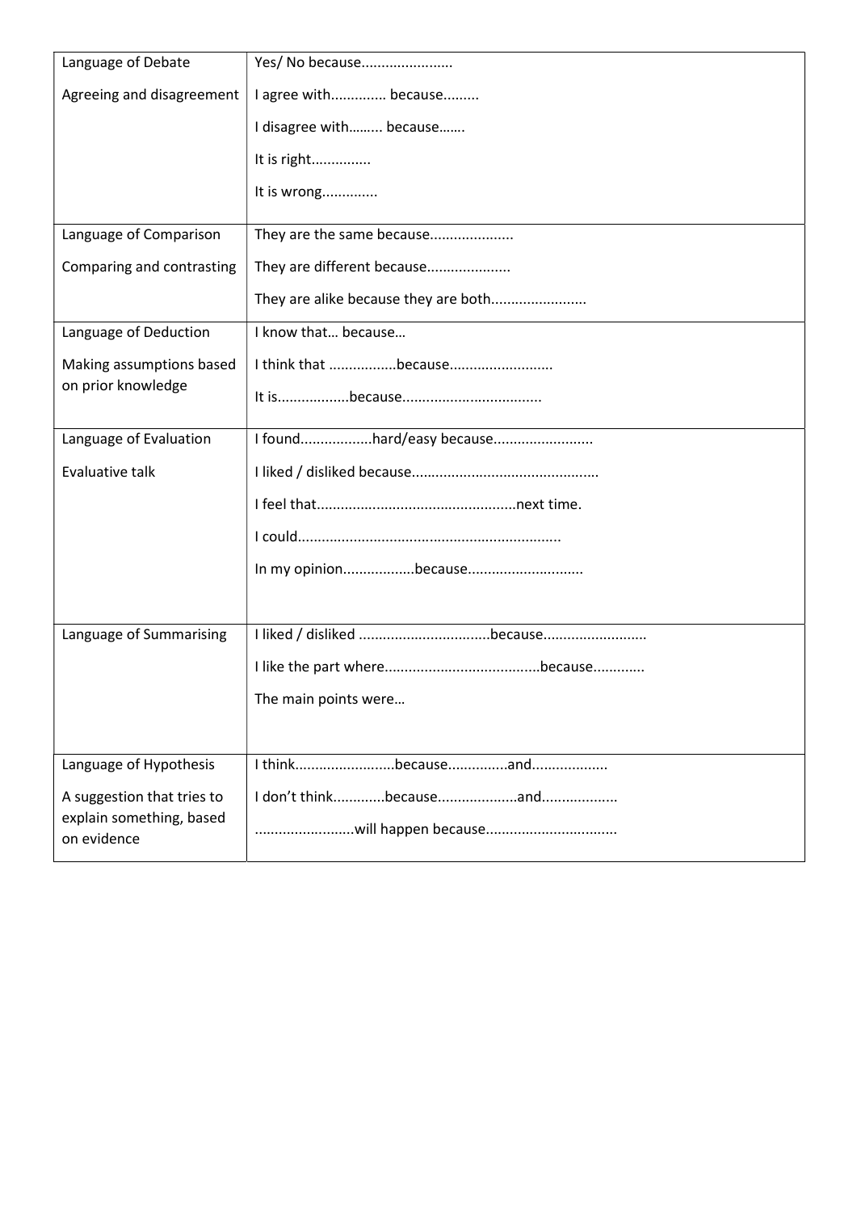| | |
|---|---|
| Language of Debate<br><br>Agreeing and disagreement | Yes/ No because.......................<br><br>I agree with............. because.........<br><br>I disagree with……... because…….<br><br>It is right...............<br><br>It is wrong.............. |
| Language of Comparison<br><br>Comparing and contrasting | They are the same because.....................<br><br>They are different because.....................<br><br>They are alike because they are both........................ |
| Language of Deduction<br><br>Making assumptions based on prior knowledge | I know that… because…<br><br>I think that .................because..........................<br><br>It is.................because.................................. |
| Language of Evaluation<br><br>Evaluative talk | I found..................hard/easy because.........................<br><br>I liked / disliked because..............................................<br><br>I feel that.................................................next time.<br><br>I could.................................................................<br><br>In my opinion..................because............................. |
| Language of Summarising | I liked / disliked .................................because..........................<br><br>I like the part where......................................because.............<br><br>The main points were… |
| Language of Hypothesis<br><br>A suggestion that tries to explain something, based on evidence | I think.........................because...............and...................<br><br>I don't think.............because....................and...................<br><br>.........................will happen because................................. |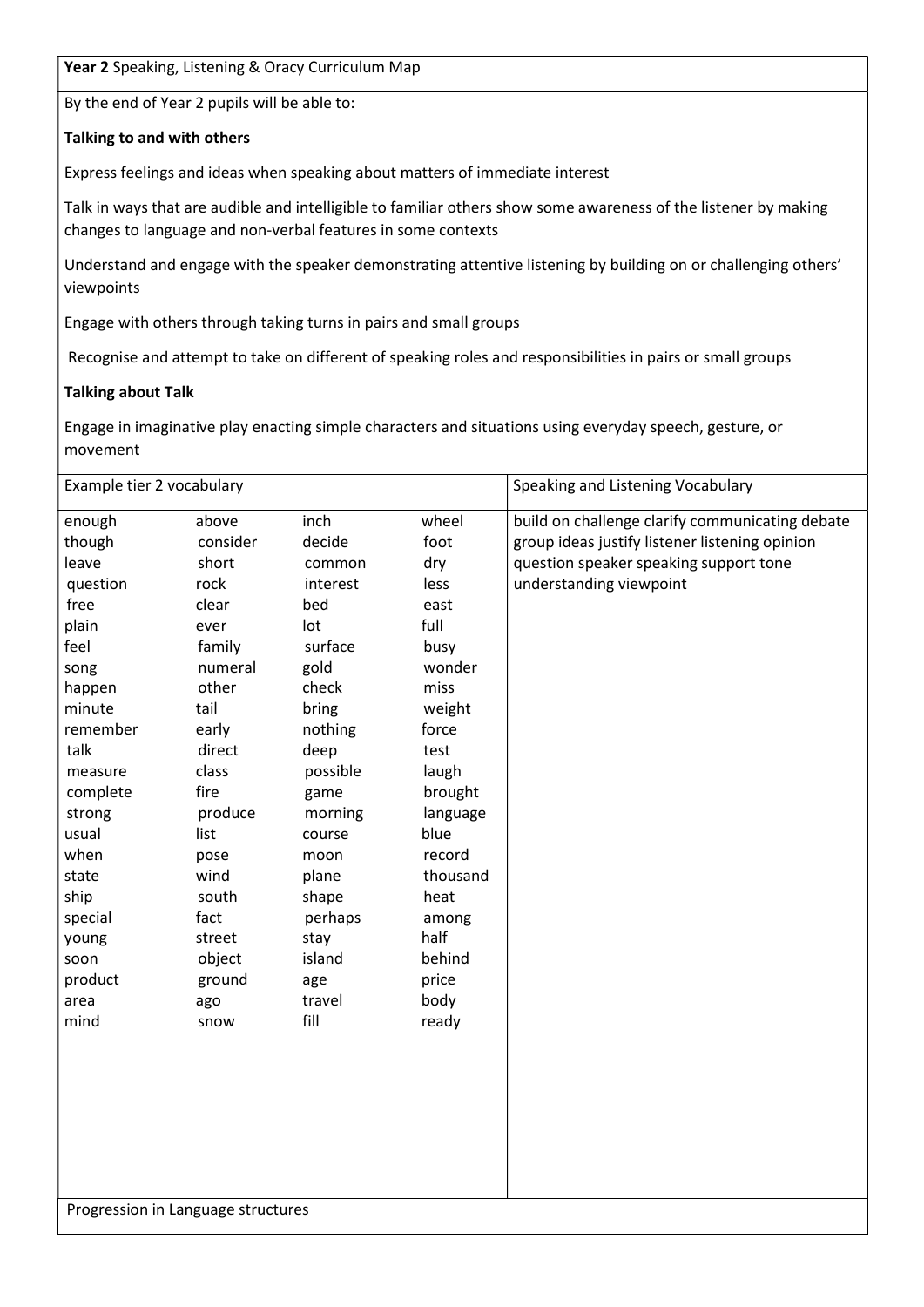**Year 2** Speaking, Listening & Oracy Curriculum Map

By the end of Year 2 pupils will be able to:

**Talking to and with others**

Express feelings and ideas when speaking about matters of immediate interest

Talk in ways that are audible and intelligible to familiar others show some awareness of the listener by making changes to language and non-verbal features in some contexts

Understand and engage with the speaker demonstrating attentive listening by building on or challenging others' viewpoints

Engage with others through taking turns in pairs and small groups

Recognise and attempt to take on different of speaking roles and responsibilities in pairs or small groups

**Talking about Talk**

Engage in imaginative play enacting simple characters and situations using everyday speech, gesture, or movement

| Example tier 2 vocabulary | | | | Speaking and Listening Vocabulary |
|---|---|---|---|---|
| enough | above | inch | wheel | build on challenge clarify communicating debate group ideas justify listener listening opinion question speaker speaking support tone understanding viewpoint |
| though | consider | decide | foot | |
| leave | short | common | dry | |
| question | rock | interest | less | |
| free | clear | bed | east | |
| plain | ever | lot | full | |
| feel | family | surface | busy | |
| song | numeral | gold | wonder | |
| happen | other | check | miss | |
| minute | tail | bring | weight | |
| remember | early | nothing | force | |
| talk | direct | deep | test | |
| measure | class | possible | laugh | |
| complete | fire | game | brought | |
| strong | produce | morning | language | |
| usual | list | course | blue | |
| when | pose | moon | record | |
| state | wind | plane | thousand | |
| ship | south | shape | heat | |
| special | fact | perhaps | among | |
| young | street | stay | half | |
| soon | object | island | behind | |
| product | ground | age | price | |
| area | ago | travel | body | |
| mind | snow | fill | ready | |

Progression in Language structures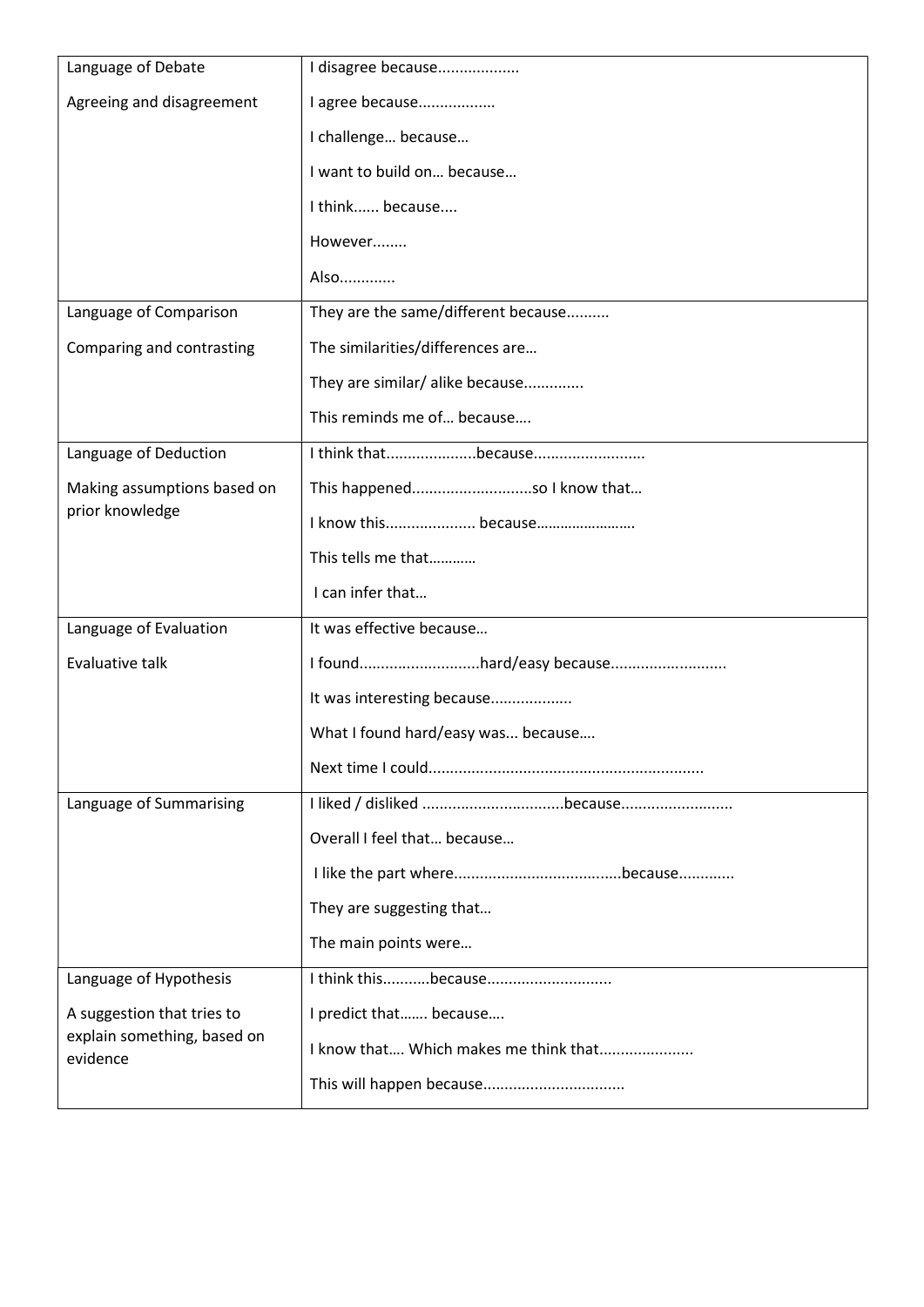| Language of Debate<br><br>Agreeing and disagreement | I disagree because..................<br><br>I agree because.................<br><br>I challenge… because…<br><br>I want to build on… because…<br><br>I think...... because....<br><br>However........<br><br>Also............ |
|---|---|
| Language of Comparison<br><br>Comparing and contrasting | They are the same/different because..........<br><br>The similarities/differences are…<br><br>They are similar/ alike because.............<br><br>This reminds me of… because…. |
| Language of Deduction<br><br>Making assumptions based on prior knowledge | I think that....................because.........................<br><br>This happened............................so I know that…<br><br>I know this.................... because…………………….<br><br>This tells me that…………<br><br>I can infer that… |
| Language of Evaluation<br><br>Evaluative talk | It was effective because…<br><br>I found...........................hard/easy because..........................<br><br>It was interesting because...................<br><br>What I found hard/easy was... because….<br><br>Next time I could............................................................... |
| Language of Summarising | I liked / disliked ................................because.........................<br><br>Overall I feel that… because…<br><br>I like the part where......................................because............<br><br>They are suggesting that…<br><br>The main points were… |
| Language of Hypothesis<br><br>A suggestion that tries to explain something, based on evidence | I think this...........because............................<br><br>I predict that……. because….<br><br>I know that…. Which makes me think that.....................<br><br>This will happen because................................ |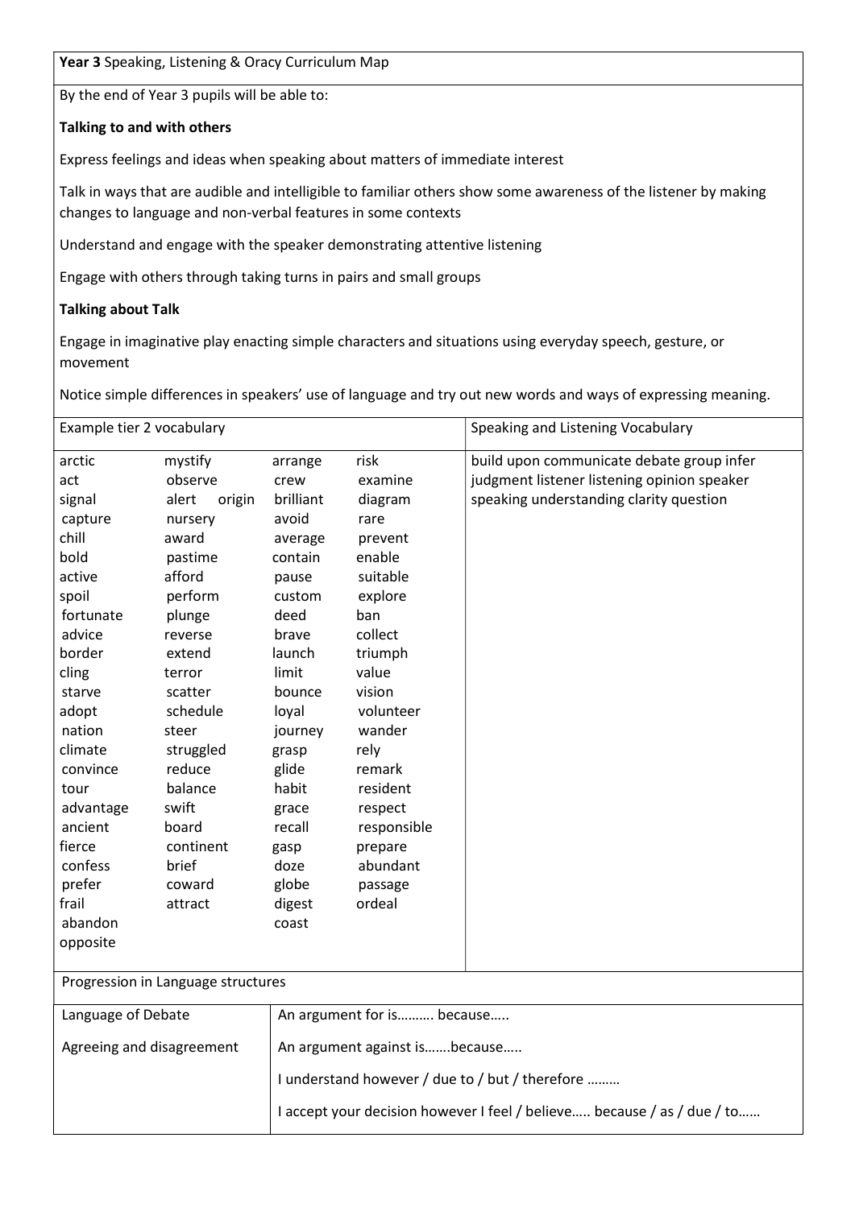**Year 3** Speaking, Listening & Oracy Curriculum Map

By the end of Year 3 pupils will be able to:

**Talking to and with others**

Express feelings and ideas when speaking about matters of immediate interest

Talk in ways that are audible and intelligible to familiar others show some awareness of the listener by making changes to language and non-verbal features in some contexts

Understand and engage with the speaker demonstrating attentive listening

Engage with others through taking turns in pairs and small groups

**Talking about Talk**

Engage in imaginative play enacting simple characters and situations using everyday speech, gesture, or movement

Notice simple differences in speakers' use of language and try out new words and ways of expressing meaning.

| Example tier 2 vocabulary | | | | Speaking and Listening Vocabulary |
|---|---|---|---|---|
| arctic | mystify | arrange | risk | build upon communicate debate group infer judgment listener listening opinion speaker speaking understanding clarity question |
| act | observe | crew | examine | |
| signal | alert origin | brilliant | diagram | |
| capture | nursery | avoid | rare | |
| chill | award | average | prevent | |
| bold | pastime | contain | enable | |
| active | afford | pause | suitable | |
| spoil | perform | custom | explore | |
| fortunate | plunge | deed | ban | |
| advice | reverse | brave | collect | |
| border | extend | launch | triumph | |
| cling | terror | limit | value | |
| starve | scatter | bounce | vision | |
| adopt | schedule | loyal | volunteer | |
| nation | steer | journey | wander | |
| climate | struggled | grasp | rely | |
| convince | reduce | glide | remark | |
| tour | balance | habit | resident | |
| advantage | swift | grace | respect | |
| ancient | board | recall | responsible | |
| fierce | continent | gasp | prepare | |
| confess | brief | doze | abundant | |
| prefer | coward | globe | passage | |
| frail | attract | digest | ordeal | |
| abandon | | coast | | |
| opposite | | | | |

Progression in Language structures

| Language of Debate | |
|---|---|
| Agreeing and disagreement | An argument for is………. because….. |
| | An argument against is…….because….. |
| | I understand however / due to / but / therefore ……… |
| | I accept your decision however I feel / believe….. because / as / due / to…… |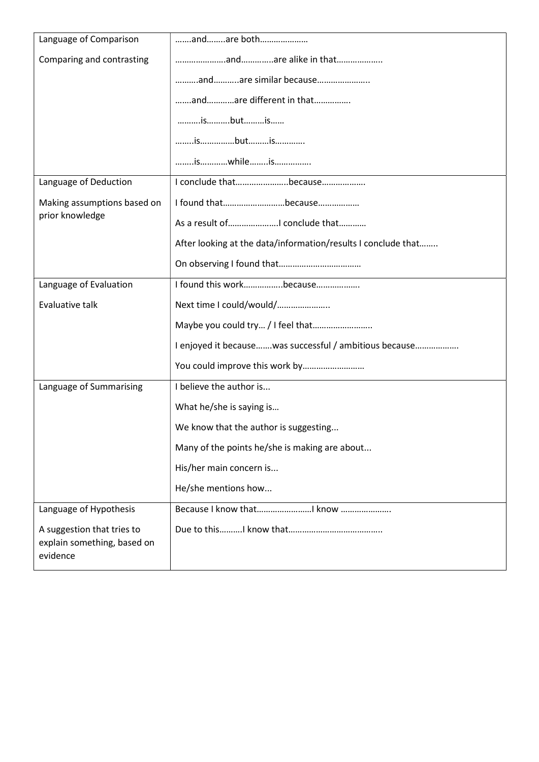| Language of Comparison<br><br>Comparing and contrasting | …….and……..are both…………………<br><br>………………….and…………..are alike in that………………..<br><br>……….and………..are similar because…………………..<br><br>…….and…………are different in that…………….<br><br>……….is……….but………is……<br><br>……..is……………but………is…………<br><br>……..is…………while……..is……………. |
|---|---|
| Language of Deduction<br><br>Making assumptions based on prior knowledge | I conclude that…………………..because……………….<br><br>I found that………………………because………………<br><br>As a result of………………….I conclude that…………<br><br>After looking at the data/information/results I conclude that……..<br><br>On observing I found that……………………………… |
| Language of Evaluation<br><br>Evaluative talk | I found this work……………..because………………<br><br>Next time I could/would/…………………..<br><br>Maybe you could try… / I feel that……………………..<br><br>I enjoyed it because…….was successful / ambitious because………………<br><br>You could improve this work by……………………… |
| Language of Summarising | I believe the author is...<br><br>What he/she is saying is…<br><br>We know that the author is suggesting...<br><br>Many of the points he/she is making are about...<br><br>His/her main concern is...<br><br>He/she mentions how... |
| Language of Hypothesis<br><br>A suggestion that tries to explain something, based on evidence | Because I know that……………………I know ………………….<br><br>Due to this……….I know that………………………………….. |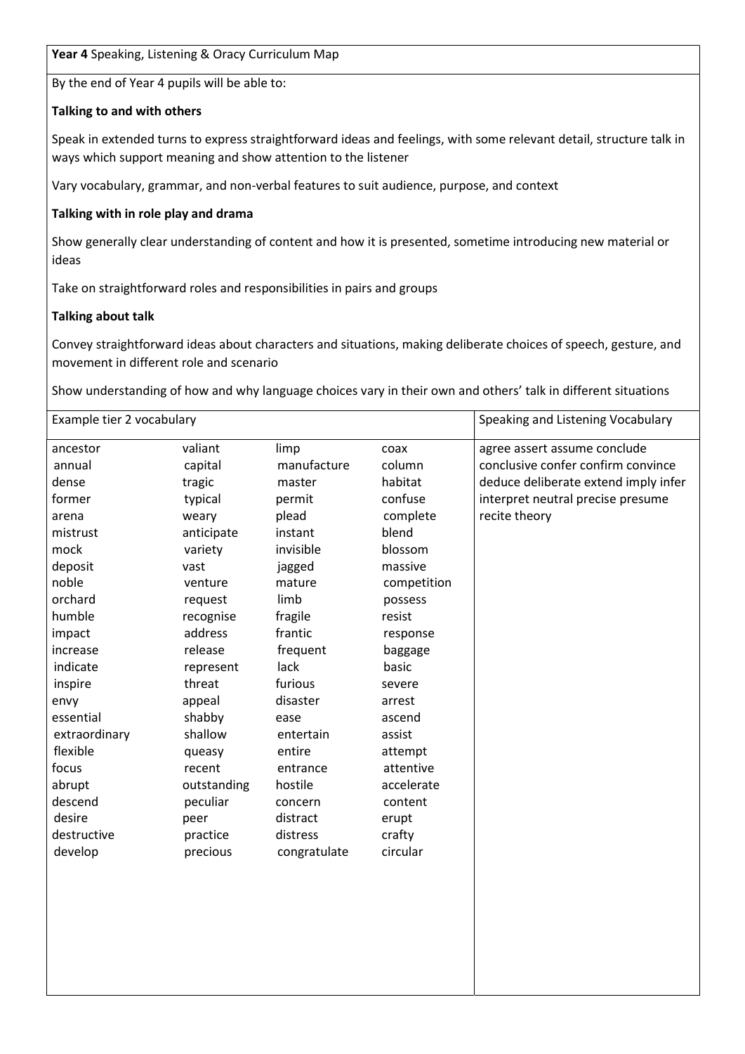**Year 4** Speaking, Listening & Oracy Curriculum Map

By the end of Year 4 pupils will be able to:

**Talking to and with others**

Speak in extended turns to express straightforward ideas and feelings, with some relevant detail, structure talk in ways which support meaning and show attention to the listener

Vary vocabulary, grammar, and non-verbal features to suit audience, purpose, and context

**Talking with in role play and drama**

Show generally clear understanding of content and how it is presented, sometime introducing new material or ideas

Take on straightforward roles and responsibilities in pairs and groups

**Talking about talk**

Convey straightforward ideas about characters and situations, making deliberate choices of speech, gesture, and movement in different role and scenario

Show understanding of how and why language choices vary in their own and others' talk in different situations

| Example tier 2 vocabulary | | | | Speaking and Listening Vocabulary |
|---|---|---|---|---|
| ancestor | valiant | limp | coax | agree assert assume conclude conclusive confer confirm convince deduce deliberate extend imply infer interpret neutral precise presume recite theory |
| annual | capital | manufacture | column | |
| dense | tragic | master | habitat | |
| former | typical | permit | confuse | |
| arena | weary | plead | complete | |
| mistrust | anticipate | instant | blend | |
| mock | variety | invisible | blossom | |
| deposit | vast | jagged | massive | |
| noble | venture | mature | competition | |
| orchard | request | limb | possess | |
| humble | recognise | fragile | resist | |
| impact | address | frantic | response | |
| increase | release | frequent | baggage | |
| indicate | represent | lack | basic | |
| inspire | threat | furious | severe | |
| envy | appeal | disaster | arrest | |
| essential | shabby | ease | ascend | |
| extraordinary | shallow | entertain | assist | |
| flexible | queasy | entire | attempt | |
| focus | recent | entrance | attentive | |
| abrupt | outstanding | hostile | accelerate | |
| descend | peculiar | concern | content | |
| desire | peer | distract | erupt | |
| destructive | practice | distress | crafty | |
| develop | precious | congratulate | circular | |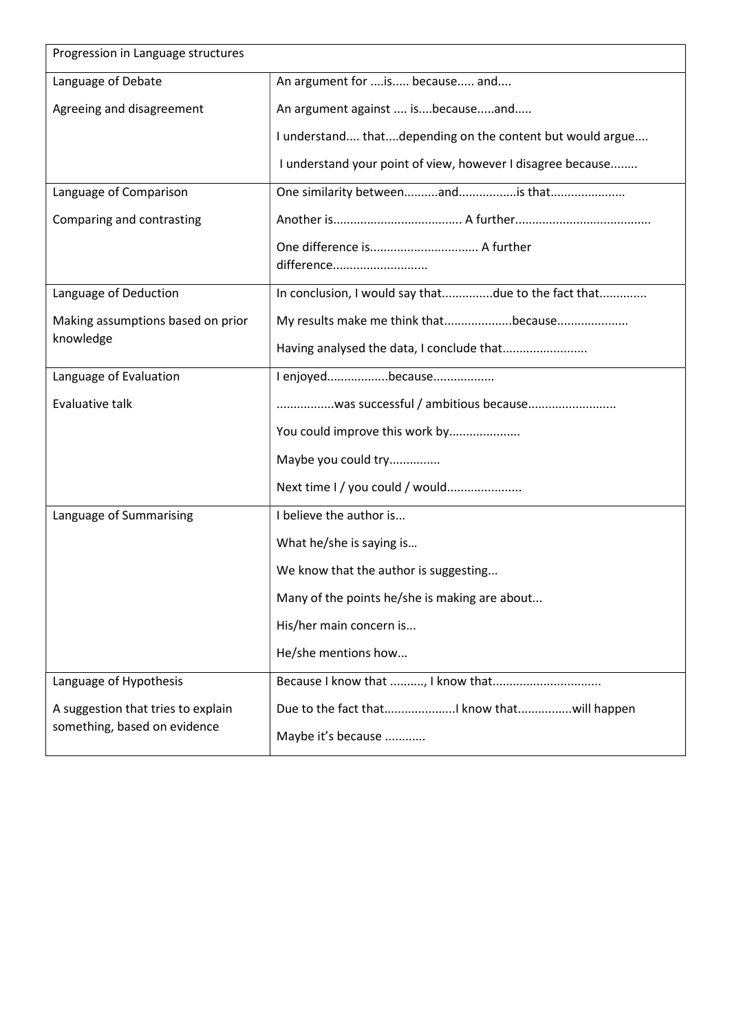| Progression in Language structures | |
|---|---|
| Language of Debate<br><br>Agreeing and disagreement | An argument for ....is..... because..... and....<br><br>An argument against .... is....because.....and.....<br><br>I understand.... that....depending on the content but would argue....<br><br>I understand your point of view, however I disagree because........ |
| Language of Comparison<br><br>Comparing and contrasting | One similarity between..........and................is that......................<br><br>Another is..................................... A further.......................................<br><br>One difference is............................... A further difference........................... |
| Language of Deduction<br><br>Making assumptions based on prior knowledge | In conclusion, I would say that...............due to the fact that.............<br><br>My results make me think that....................because.....................<br><br>Having analysed the data, I conclude that......................... |
| Language of Evaluation<br><br>Evaluative talk | I enjoyed.................because.................<br><br>................was successful / ambitious because..........................<br><br>You could improve this work by....................<br><br>Maybe you could try...............<br><br>Next time I / you could / would...................... |
| Language of Summarising | I believe the author is...<br><br>What he/she is saying is…<br><br>We know that the author is suggesting...<br><br>Many of the points he/she is making are about...<br><br>His/her main concern is...<br><br>He/she mentions how... |
| Language of Hypothesis<br><br>A suggestion that tries to explain something, based on evidence | Because I know that .........., I know that...............................<br><br>Due to the fact that.....................I know that................will happen<br><br>Maybe it's because ............ |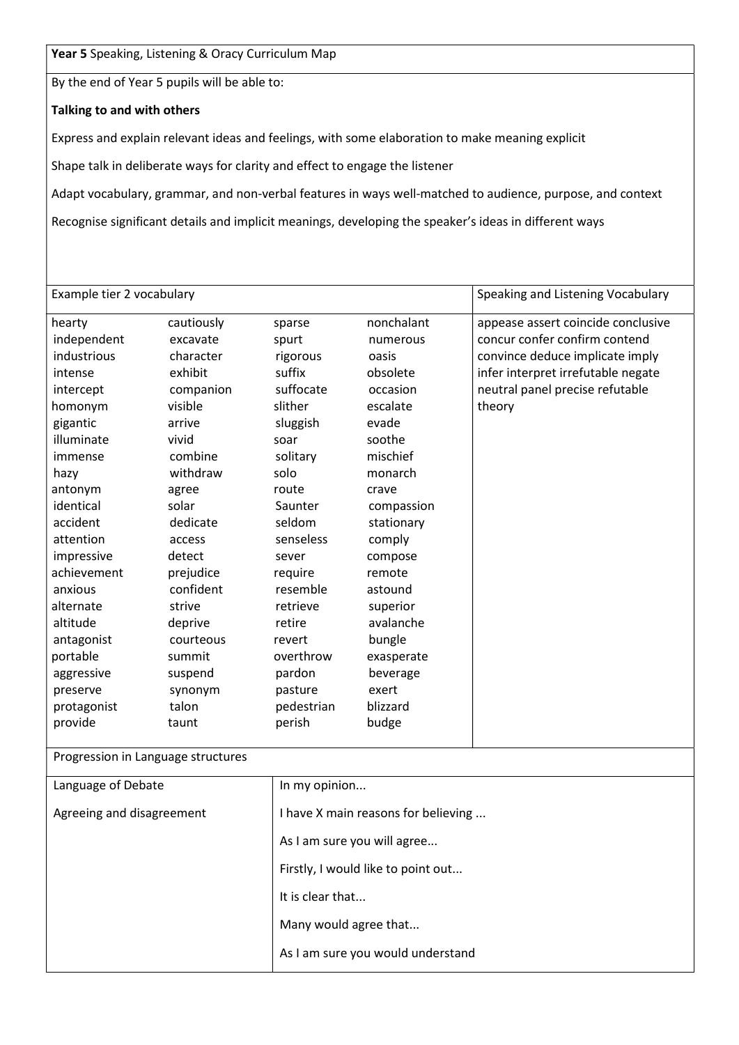**Year 5** Speaking, Listening & Oracy Curriculum Map

By the end of Year 5 pupils will be able to:

**Talking to and with others**

Express and explain relevant ideas and feelings, with some elaboration to make meaning explicit

Shape talk in deliberate ways for clarity and effect to engage the listener

Adapt vocabulary, grammar, and non-verbal features in ways well-matched to audience, purpose, and context

Recognise significant details and implicit meanings, developing the speaker's ideas in different ways

| Example tier 2 vocabulary | | | | Speaking and Listening Vocabulary |
|---|---|---|---|---|
| hearty | cautiously | sparse | nonchalant | appease assert coincide conclusive concur confer confirm contend convince deduce implicate imply infer interpret irrefutable negate neutral panel precise refutable theory |
| independent | excavate | spurt | numerous | |
| industrious | character | rigorous | oasis | |
| intense | exhibit | suffix | obsolete | |
| intercept | companion | suffocate | occasion | |
| homonym | visible | slither | escalate | |
| gigantic | arrive | sluggish | evade | |
| illuminate | vivid | soar | soothe | |
| immense | combine | solitary | mischief | |
| hazy | withdraw | solo | monarch | |
| antonym | agree | route | crave | |
| identical | solar | Saunter | compassion | |
| accident | dedicate | seldom | stationary | |
| attention | access | senseless | comply | |
| impressive | detect | sever | compose | |
| achievement | prejudice | require | remote | |
| anxious | confident | resemble | astound | |
| alternate | strive | retrieve | superior | |
| altitude | deprive | retire | avalanche | |
| antagonist | courteous | revert | bungle | |
| portable | summit | overthrow | exasperate | |
| aggressive | suspend | pardon | beverage | |
| preserve | synonym | pasture | exert | |
| protagonist | talon | pedestrian | blizzard | |
| provide | taunt | perish | budge | |

| Progression in Language structures | |
|---|---|
| Language of Debate<br><br>Agreeing and disagreement | In my opinion...<br><br>I have X main reasons for believing ...<br><br>As I am sure you will agree...<br><br>Firstly, I would like to point out...<br><br>It is clear that...<br><br>Many would agree that...<br><br>As I am sure you would understand |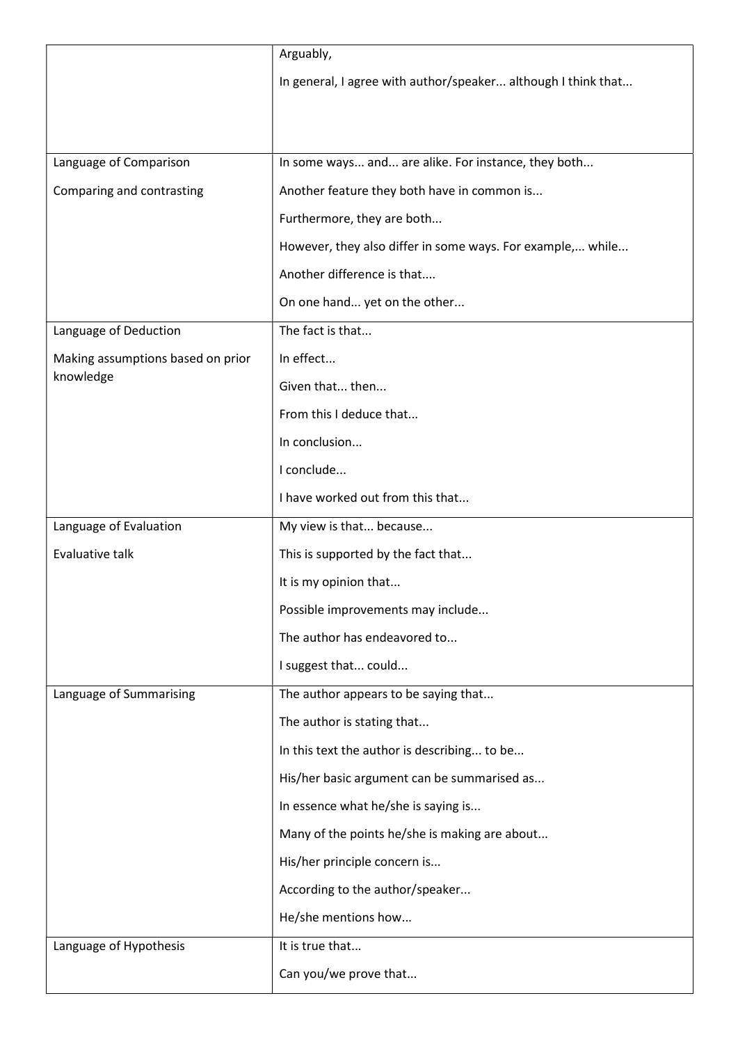| | |
|---|---|
| | Arguably,<br>In general, I agree with author/speaker... although I think that... |
| Language of Comparison<br>Comparing and contrasting | In some ways... and... are alike. For instance, they both...<br>Another feature they both have in common is...<br>Furthermore, they are both...<br>However, they also differ in some ways. For example,... while...<br>Another difference is that....<br>On one hand... yet on the other... |
| Language of Deduction<br>Making assumptions based on prior knowledge | The fact is that...<br>In effect...<br>Given that... then...<br>From this I deduce that...<br>In conclusion...<br>I conclude...<br>I have worked out from this that... |
| Language of Evaluation<br>Evaluative talk | My view is that... because...<br>This is supported by the fact that...<br>It is my opinion that...<br>Possible improvements may include...<br>The author has endeavored to...<br>I suggest that... could... |
| Language of Summarising | The author appears to be saying that...<br>The author is stating that...<br>In this text the author is describing... to be...<br>His/her basic argument can be summarised as...<br>In essence what he/she is saying is...<br>Many of the points he/she is making are about...<br>His/her principle concern is...<br>According to the author/speaker...<br>He/she mentions how... |
| Language of Hypothesis | It is true that...<br>Can you/we prove that... |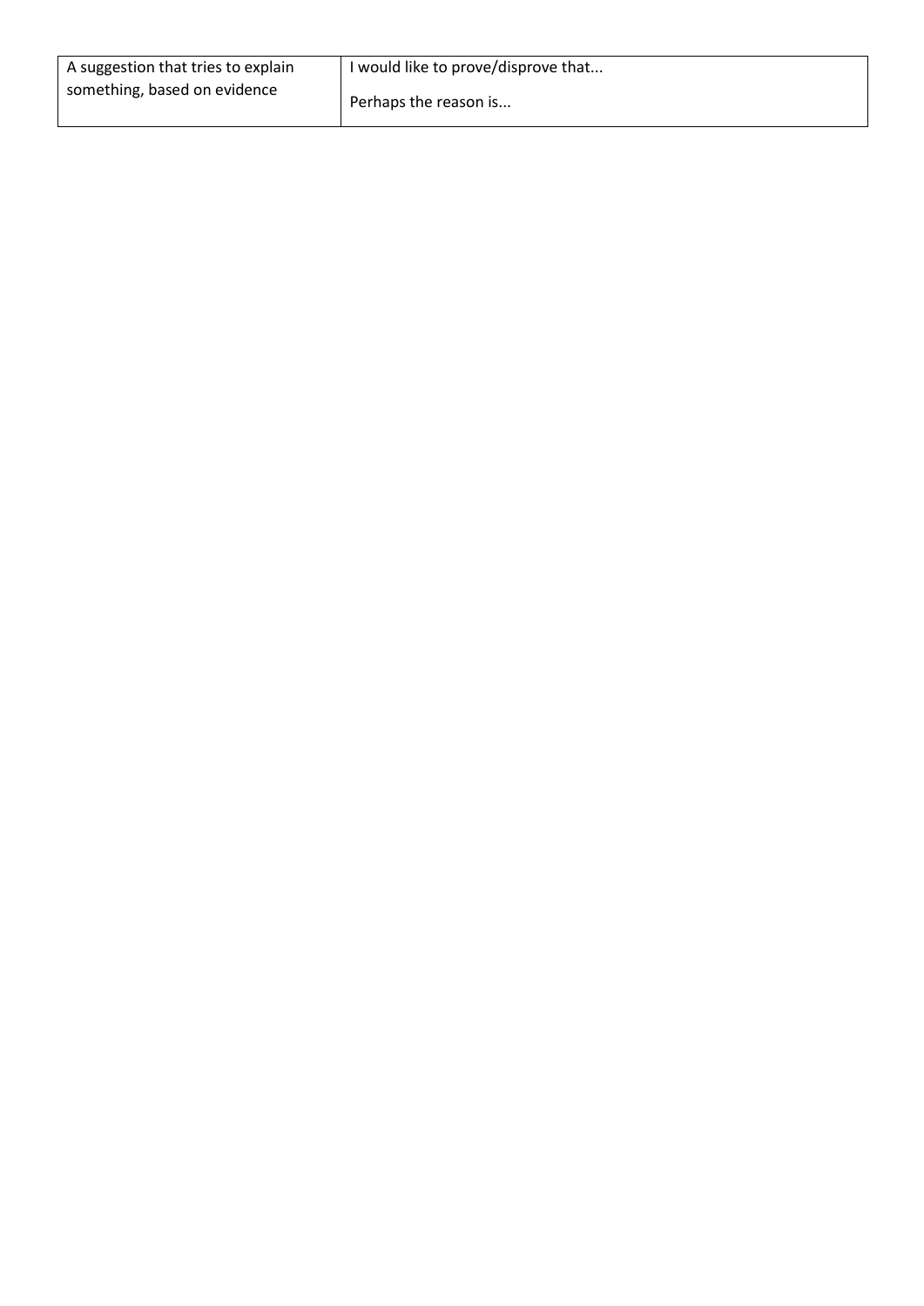| A suggestion that tries to explain something, based on evidence | I would like to prove/disprove that...<br><br>Perhaps the reason is... |
|---|---|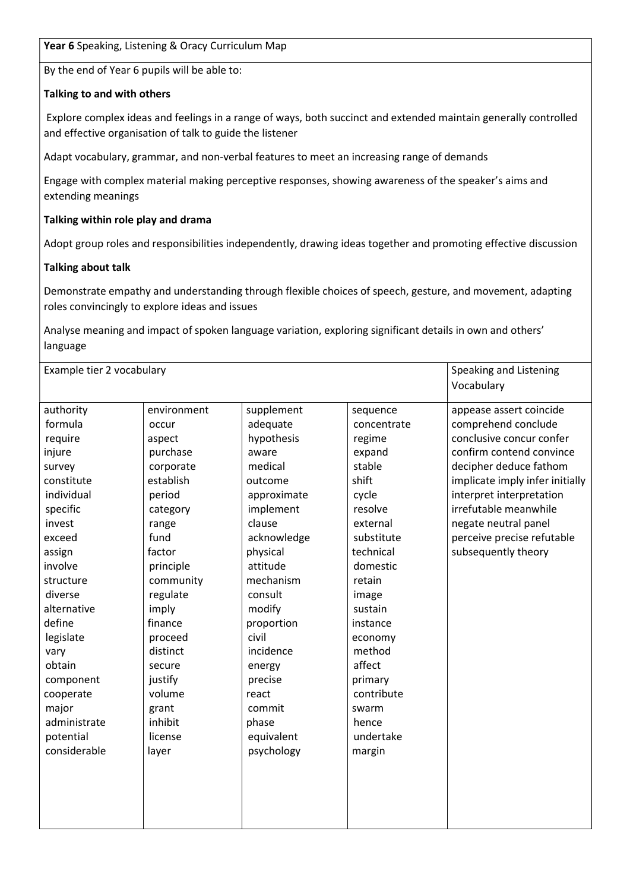**Year 6** Speaking, Listening & Oracy Curriculum Map

By the end of Year 6 pupils will be able to:

**Talking to and with others**

Explore complex ideas and feelings in a range of ways, both succinct and extended maintain generally controlled and effective organisation of talk to guide the listener

Adapt vocabulary, grammar, and non-verbal features to meet an increasing range of demands

Engage with complex material making perceptive responses, showing awareness of the speaker's aims and extending meanings

**Talking within role play and drama**

Adopt group roles and responsibilities independently, drawing ideas together and promoting effective discussion

**Talking about talk**

Demonstrate empathy and understanding through flexible choices of speech, gesture, and movement, adapting roles convincingly to explore ideas and issues

Analyse meaning and impact of spoken language variation, exploring significant details in own and others' language

| Example tier 2 vocabulary | | | | Speaking and Listening Vocabulary |
|---|---|---|---|---|
| authority<br>formula<br>require<br>injure<br>survey<br>constitute<br>individual<br>specific<br>invest<br>exceed<br>assign<br>involve<br>structure<br>diverse<br>alternative<br>define<br>legislate<br>vary<br>obtain<br>component<br>cooperate<br>major<br>administrate<br>potential<br>considerable | environment<br>occur<br>aspect<br>purchase<br>corporate<br>establish<br>period<br>category<br>range<br>fund<br>factor<br>principle<br>community<br>regulate<br>imply<br>finance<br>proceed<br>distinct<br>secure<br>justify<br>volume<br>grant<br>inhibit<br>license<br>layer | supplement<br>adequate<br>hypothesis<br>aware<br>medical<br>outcome<br>approximate<br>implement<br>clause<br>acknowledge<br>physical<br>attitude<br>mechanism<br>consult<br>modify<br>proportion<br>civil<br>incidence<br>energy<br>precise<br>react<br>commit<br>phase<br>equivalent<br>psychology | sequence<br>concentrate<br>regime<br>expand<br>stable<br>shift<br>cycle<br>resolve<br>external<br>substitute<br>technical<br>domestic<br>retain<br>image<br>sustain<br>instance<br>economy<br>method<br>affect<br>primary<br>contribute<br>swarm<br>hence<br>undertake<br>margin | appease assert coincide comprehend conclude conclusive concur confer confirm contend convince decipher deduce fathom implicate imply infer initially interpret interpretation irrefutable meanwhile negate neutral panel perceive precise refutable subsequently theory |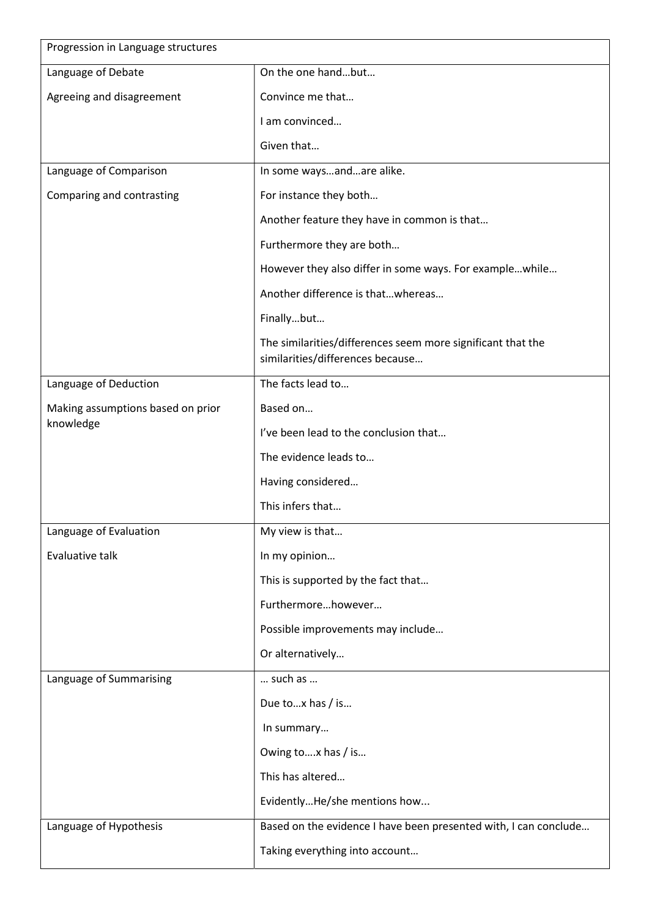| Progression in Language structures | |
|---|---|
| Language of Debate<br><br>Agreeing and disagreement | On the one hand…but…<br><br>Convince me that…<br><br>I am convinced…<br><br>Given that… |
| Language of Comparison<br><br>Comparing and contrasting | In some ways…and…are alike.<br><br>For instance they both…<br><br>Another feature they have in common is that…<br><br>Furthermore they are both…<br><br>However they also differ in some ways. For example…while…<br><br>Another difference is that…whereas…<br><br>Finally…but…<br><br>The similarities/differences seem more significant that the similarities/differences because… |
| Language of Deduction<br><br>Making assumptions based on prior knowledge | The facts lead to…<br><br>Based on…<br><br>I've been lead to the conclusion that…<br><br>The evidence leads to…<br><br>Having considered…<br><br>This infers that… |
| Language of Evaluation<br><br>Evaluative talk | My view is that…<br><br>In my opinion…<br><br>This is supported by the fact that…<br><br>Furthermore…however…<br><br>Possible improvements may include…<br><br>Or alternatively… |
| Language of Summarising | … such as …<br><br>Due to…x has / is…<br><br>In summary…<br><br>Owing to….x has / is…<br><br>This has altered…<br><br>Evidently…He/she mentions how... |
| Language of Hypothesis | Based on the evidence I have been presented with, I can conclude…<br><br>Taking everything into account… |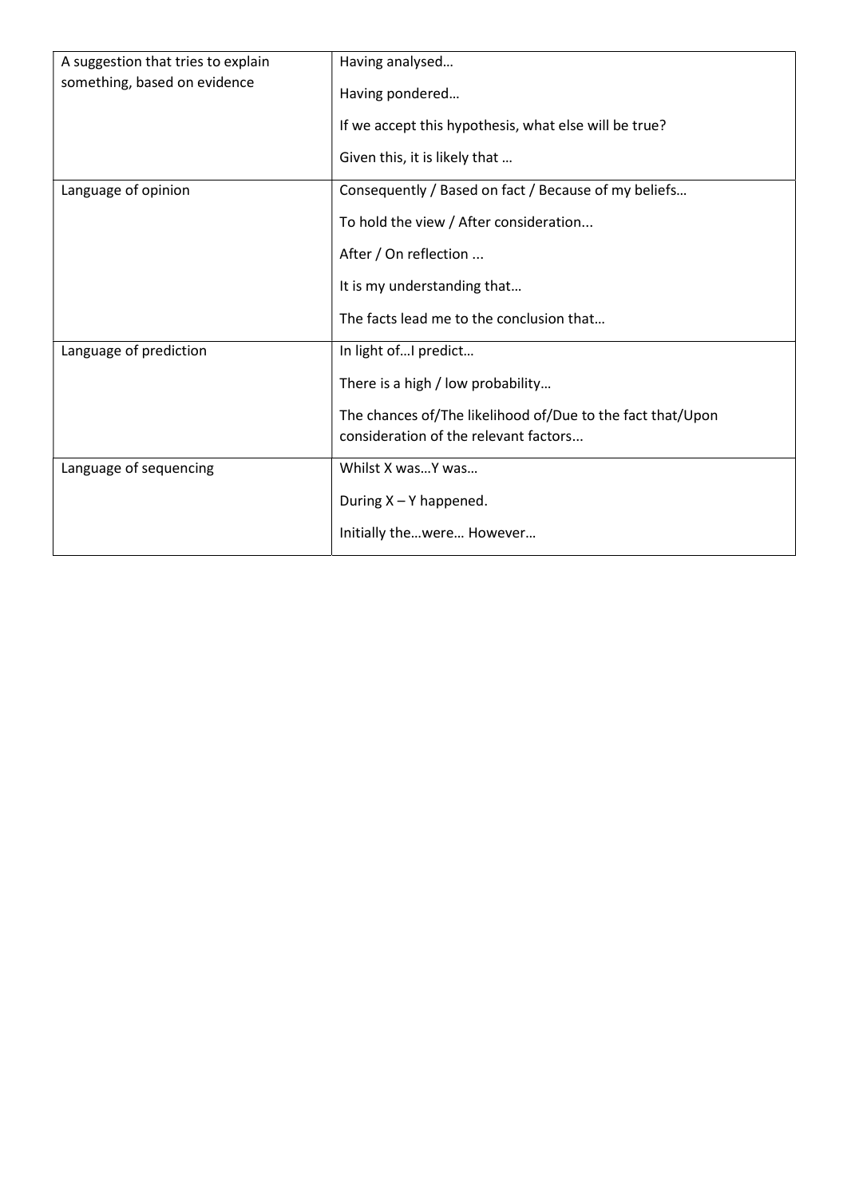| | |
|---|---|
| A suggestion that tries to explain something, based on evidence | Having analysed…<br><br>Having pondered…<br><br>If we accept this hypothesis, what else will be true?<br><br>Given this, it is likely that … |
| Language of opinion | Consequently / Based on fact / Because of my beliefs…<br><br>To hold the view / After consideration...<br><br>After / On reflection ...<br><br>It is my understanding that…<br><br>The facts lead me to the conclusion that… |
| Language of prediction | In light of…I predict…<br><br>There is a high / low probability…<br><br>The chances of/The likelihood of/Due to the fact that/Upon consideration of the relevant factors... |
| Language of sequencing | Whilst X was…Y was…<br><br>During X – Y happened.<br><br>Initially the…were… However… |